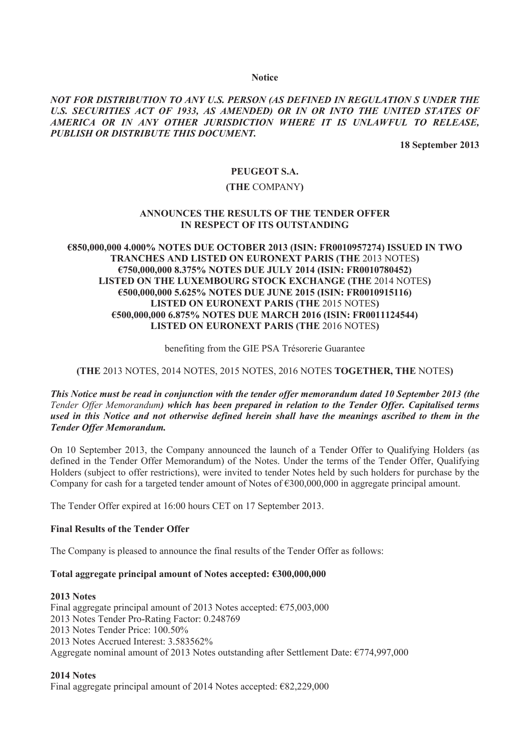**Notice**

***NOT FOR DISTRIBUTION TO ANY U.S. PERSON (AS DEFINED IN REGULATION S UNDER THE U.S. SECURITIES ACT OF 1933, AS AMENDED) OR IN OR INTO THE UNITED STATES OF AMERICA OR IN ANY OTHER JURISDICTION WHERE IT IS UNLAWFUL TO RELEASE, PUBLISH OR DISTRIBUTE THIS DOCUMENT.***

**18 September 2013**

**PEUGEOT S.A.**

**(THE** COMPANY**)**

**ANNOUNCES THE RESULTS OF THE TENDER OFFER IN RESPECT OF ITS OUTSTANDING**

**€850,000,000 4.000% NOTES DUE OCTOBER 2013 (ISIN: FR0010957274) ISSUED IN TWO TRANCHES AND LISTED ON EURONEXT PARIS (THE** 2013 NOTES**)**
**€750,000,000 8.375% NOTES DUE JULY 2014 (ISIN: FR0010780452) LISTED ON THE LUXEMBOURG STOCK EXCHANGE (THE** 2014 NOTES**)**
**€500,000,000 5.625% NOTES DUE JUNE 2015 (ISIN: FR0010915116) LISTED ON EURONEXT PARIS (THE** 2015 NOTES**)**
**€500,000,000 6.875% NOTES DUE MARCH 2016 (ISIN: FR0011124544) LISTED ON EURONEXT PARIS (THE** 2016 NOTES**)**

benefiting from the GIE PSA Trésorerie Guarantee

**(THE** 2013 NOTES, 2014 NOTES, 2015 NOTES, 2016 NOTES **TOGETHER, THE** NOTES**)**

***This Notice must be read in conjunction with the tender offer memorandum dated 10 September 2013 (the*** *Tender Offer Memorandum****) which has been prepared in relation to the Tender Offer. Capitalised terms used in this Notice and not otherwise defined herein shall have the meanings ascribed to them in the Tender Offer Memorandum.***

On 10 September 2013, the Company announced the launch of a Tender Offer to Qualifying Holders (as defined in the Tender Offer Memorandum) of the Notes. Under the terms of the Tender Offer, Qualifying Holders (subject to offer restrictions), were invited to tender Notes held by such holders for purchase by the Company for cash for a targeted tender amount of Notes of €300,000,000 in aggregate principal amount.

The Tender Offer expired at 16:00 hours CET on 17 September 2013.

**Final Results of the Tender Offer**

The Company is pleased to announce the final results of the Tender Offer as follows:

**Total aggregate principal amount of Notes accepted: €300,000,000**

**2013 Notes**
Final aggregate principal amount of 2013 Notes accepted: €75,003,000
2013 Notes Tender Pro-Rating Factor: 0.248769
2013 Notes Tender Price: 100.50%
2013 Notes Accrued Interest: 3.583562%
Aggregate nominal amount of 2013 Notes outstanding after Settlement Date: €774,997,000

**2014 Notes**
Final aggregate principal amount of 2014 Notes accepted: €82,229,000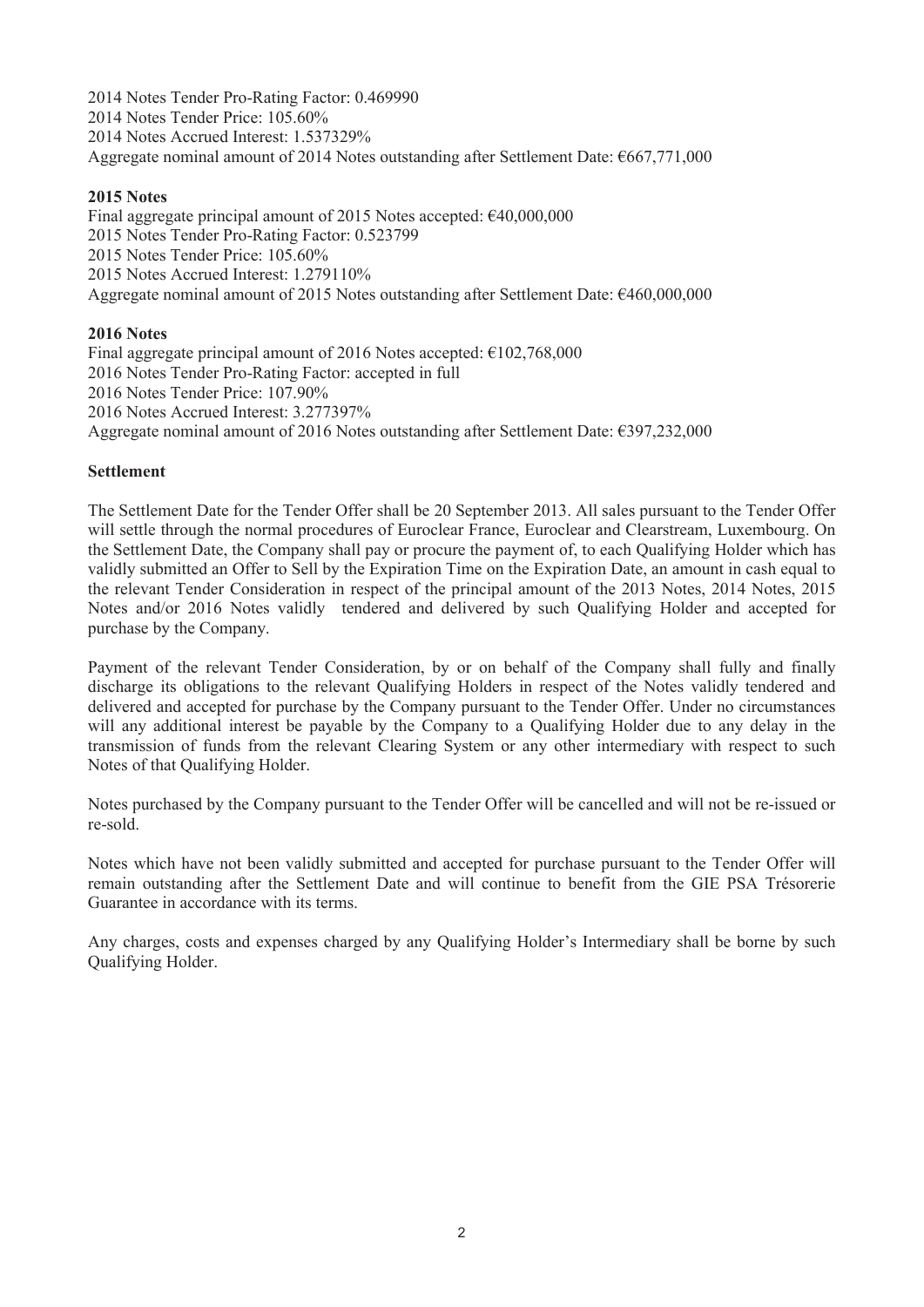2014 Notes Tender Pro-Rating Factor: 0.469990
2014 Notes Tender Price: 105.60%
2014 Notes Accrued Interest: 1.537329%
Aggregate nominal amount of 2014 Notes outstanding after Settlement Date: €667,771,000

**2015 Notes**

Final aggregate principal amount of 2015 Notes accepted: €40,000,000
2015 Notes Tender Pro-Rating Factor: 0.523799
2015 Notes Tender Price: 105.60%
2015 Notes Accrued Interest: 1.279110%
Aggregate nominal amount of 2015 Notes outstanding after Settlement Date: €460,000,000

**2016 Notes**

Final aggregate principal amount of 2016 Notes accepted: €102,768,000
2016 Notes Tender Pro-Rating Factor: accepted in full
2016 Notes Tender Price: 107.90%
2016 Notes Accrued Interest: 3.277397%
Aggregate nominal amount of 2016 Notes outstanding after Settlement Date: €397,232,000

**Settlement**

The Settlement Date for the Tender Offer shall be 20 September 2013. All sales pursuant to the Tender Offer will settle through the normal procedures of Euroclear France, Euroclear and Clearstream, Luxembourg. On the Settlement Date, the Company shall pay or procure the payment of, to each Qualifying Holder which has validly submitted an Offer to Sell by the Expiration Time on the Expiration Date, an amount in cash equal to the relevant Tender Consideration in respect of the principal amount of the 2013 Notes, 2014 Notes, 2015 Notes and/or 2016 Notes validly tendered and delivered by such Qualifying Holder and accepted for purchase by the Company.

Payment of the relevant Tender Consideration, by or on behalf of the Company shall fully and finally discharge its obligations to the relevant Qualifying Holders in respect of the Notes validly tendered and delivered and accepted for purchase by the Company pursuant to the Tender Offer. Under no circumstances will any additional interest be payable by the Company to a Qualifying Holder due to any delay in the transmission of funds from the relevant Clearing System or any other intermediary with respect to such Notes of that Qualifying Holder.

Notes purchased by the Company pursuant to the Tender Offer will be cancelled and will not be re-issued or re-sold.

Notes which have not been validly submitted and accepted for purchase pursuant to the Tender Offer will remain outstanding after the Settlement Date and will continue to benefit from the GIE PSA Trésorerie Guarantee in accordance with its terms.

Any charges, costs and expenses charged by any Qualifying Holder's Intermediary shall be borne by such Qualifying Holder.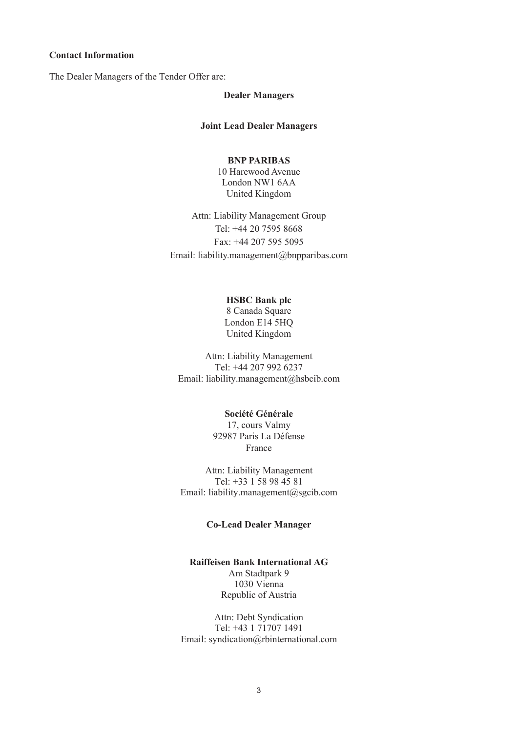**Contact Information**

The Dealer Managers of the Tender Offer are:

**Dealer Managers**

**Joint Lead Dealer Managers**

**BNP PARIBAS**
10 Harewood Avenue
London NW1 6AA
United Kingdom

Attn: Liability Management Group
Tel: +44 20 7595 8668
Fax: +44 207 595 5095
Email: liability.management@bnpparibas.com

**HSBC Bank plc**
8 Canada Square
London E14 5HQ
United Kingdom

Attn: Liability Management
Tel: +44 207 992 6237
Email: liability.management@hsbcib.com

**Société Générale**
17, cours Valmy
92987 Paris La Défense
France

Attn: Liability Management
Tel: +33 1 58 98 45 81
Email: liability.management@sgcib.com

**Co-Lead Dealer Manager**

**Raiffeisen Bank International AG**
Am Stadtpark 9
1030 Vienna
Republic of Austria

Attn: Debt Syndication
Tel: +43 1 71707 1491
Email: syndication@rbinternational.com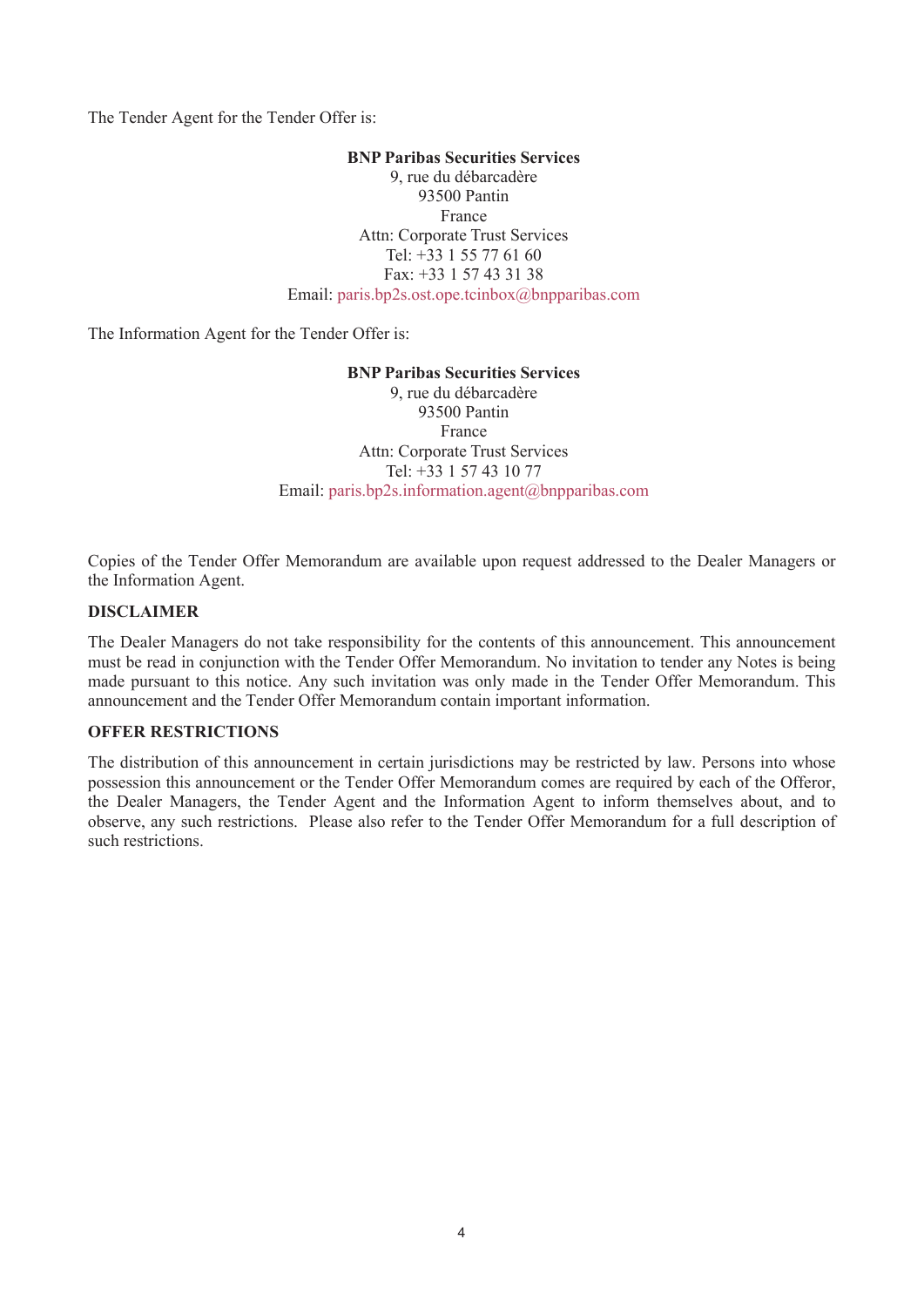The Tender Agent for the Tender Offer is:

**BNP Paribas Securities Services**
9, rue du débarcadère
93500 Pantin
France
Attn: Corporate Trust Services
Tel: +33 1 55 77 61 60
Fax: +33 1 57 43 31 38
Email: paris.bp2s.ost.ope.tcinbox@bnpparibas.com

The Information Agent for the Tender Offer is:

**BNP Paribas Securities Services**
9, rue du débarcadère
93500 Pantin
France
Attn: Corporate Trust Services
Tel: +33 1 57 43 10 77
Email: paris.bp2s.information.agent@bnpparibas.com

Copies of the Tender Offer Memorandum are available upon request addressed to the Dealer Managers or the Information Agent.

**DISCLAIMER**

The Dealer Managers do not take responsibility for the contents of this announcement. This announcement must be read in conjunction with the Tender Offer Memorandum. No invitation to tender any Notes is being made pursuant to this notice. Any such invitation was only made in the Tender Offer Memorandum. This announcement and the Tender Offer Memorandum contain important information.

**OFFER RESTRICTIONS**

The distribution of this announcement in certain jurisdictions may be restricted by law. Persons into whose possession this announcement or the Tender Offer Memorandum comes are required by each of the Offeror, the Dealer Managers, the Tender Agent and the Information Agent to inform themselves about, and to observe, any such restrictions. Please also refer to the Tender Offer Memorandum for a full description of such restrictions.